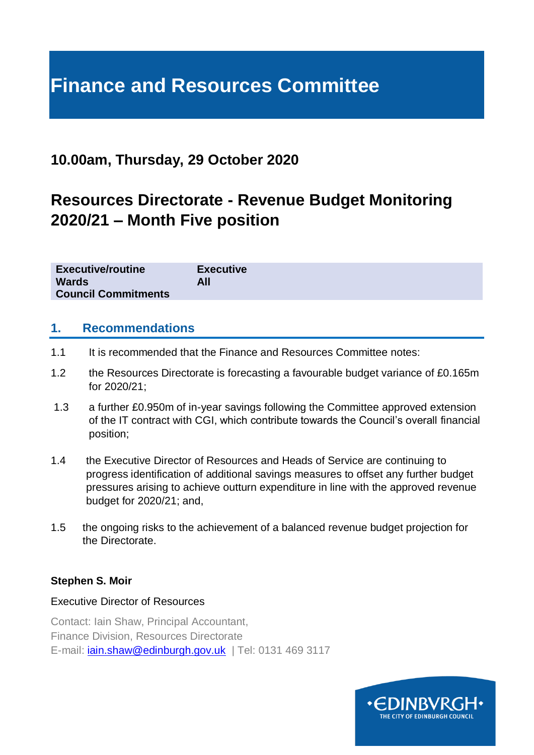# Finance and Resources Committee

## 10.00am, Thursday, 29 October 2020

## Resources Directorate - Revenue Budget Monitoring 2020/21 – Month Five position

| | |
|---|---|
| **Executive/routine** | **Executive** |
| **Wards** | **All** |
| **Council Commitments** | |

## 1. Recommendations

1.1 It is recommended that the Finance and Resources Committee notes:

1.2 the Resources Directorate is forecasting a favourable budget variance of £0.165m for 2020/21;

1.3 a further £0.950m of in-year savings following the Committee approved extension of the IT contract with CGI, which contribute towards the Council's overall financial position;

1.4 the Executive Director of Resources and Heads of Service are continuing to progress identification of additional savings measures to offset any further budget pressures arising to achieve outturn expenditure in line with the approved revenue budget for 2020/21; and,

1.5 the ongoing risks to the achievement of a balanced revenue budget projection for the Directorate.

**Stephen S. Moir**

Executive Director of Resources

Contact: Iain Shaw, Principal Accountant,
Finance Division, Resources Directorate
E-mail: iain.shaw@edinburgh.gov.uk | Tel: 0131 469 3117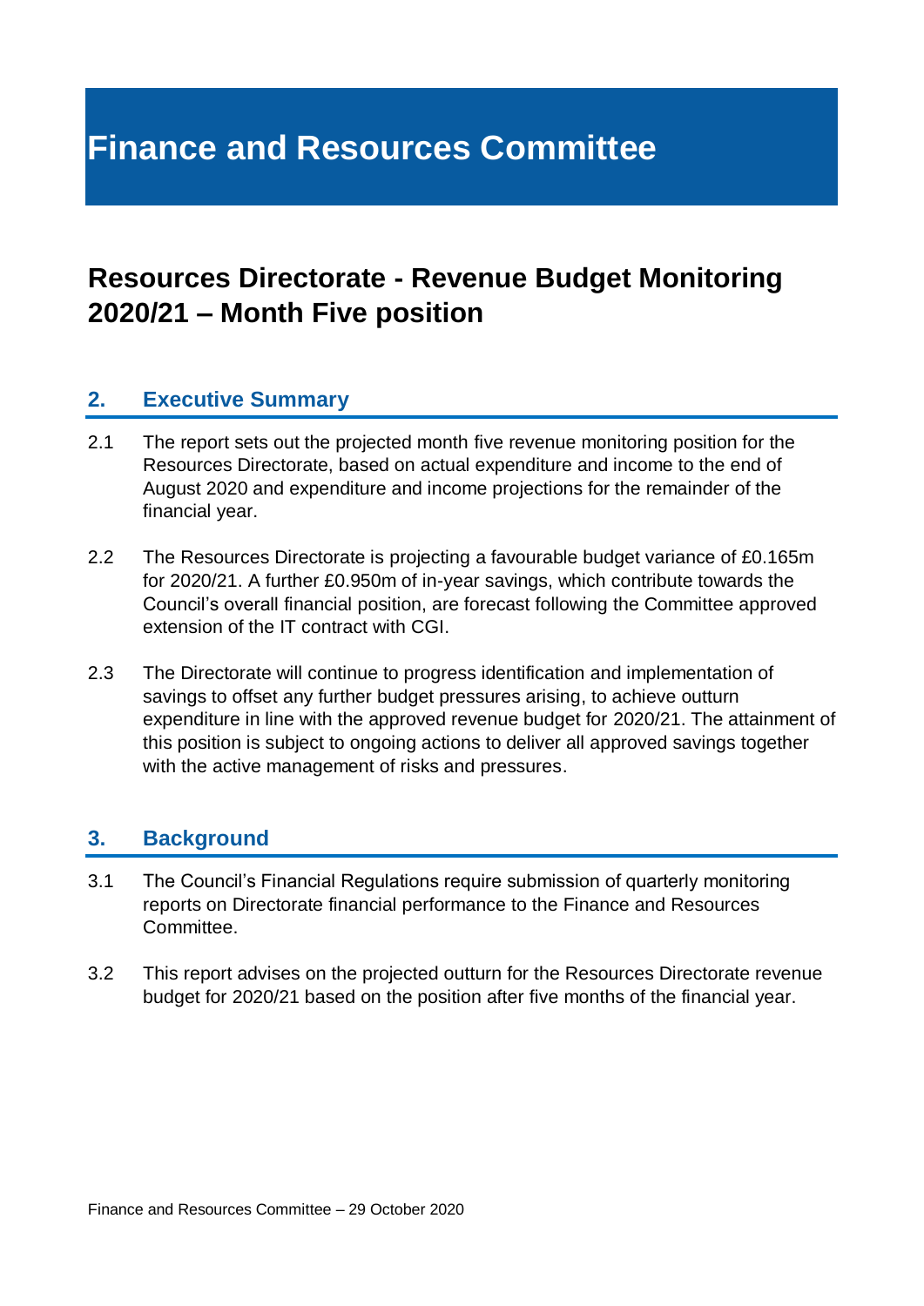# Finance and Resources Committee

## Resources Directorate - Revenue Budget Monitoring 2020/21 – Month Five position

### 2. Executive Summary

2.1 The report sets out the projected month five revenue monitoring position for the Resources Directorate, based on actual expenditure and income to the end of August 2020 and expenditure and income projections for the remainder of the financial year.

2.2 The Resources Directorate is projecting a favourable budget variance of £0.165m for 2020/21. A further £0.950m of in-year savings, which contribute towards the Council's overall financial position, are forecast following the Committee approved extension of the IT contract with CGI.

2.3 The Directorate will continue to progress identification and implementation of savings to offset any further budget pressures arising, to achieve outturn expenditure in line with the approved revenue budget for 2020/21. The attainment of this position is subject to ongoing actions to deliver all approved savings together with the active management of risks and pressures.

### 3. Background

3.1 The Council's Financial Regulations require submission of quarterly monitoring reports on Directorate financial performance to the Finance and Resources Committee.

3.2 This report advises on the projected outturn for the Resources Directorate revenue budget for 2020/21 based on the position after five months of the financial year.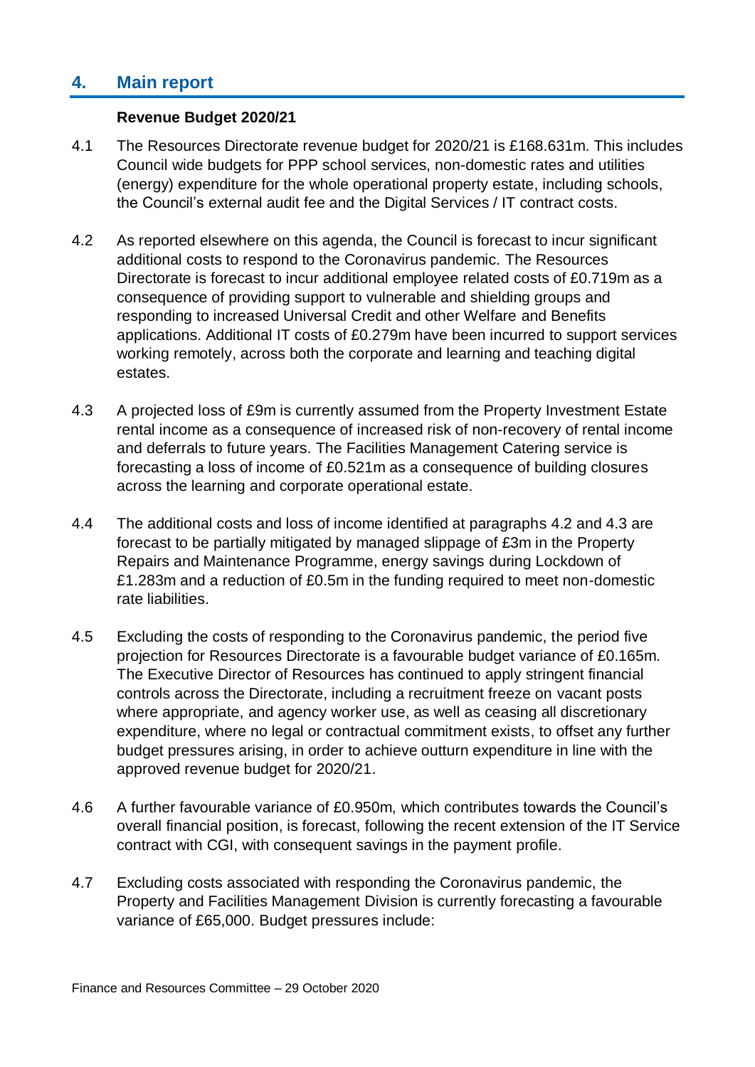## 4. Main report

**Revenue Budget 2020/21**

4.1 The Resources Directorate revenue budget for 2020/21 is £168.631m. This includes Council wide budgets for PPP school services, non-domestic rates and utilities (energy) expenditure for the whole operational property estate, including schools, the Council's external audit fee and the Digital Services / IT contract costs.

4.2 As reported elsewhere on this agenda, the Council is forecast to incur significant additional costs to respond to the Coronavirus pandemic. The Resources Directorate is forecast to incur additional employee related costs of £0.719m as a consequence of providing support to vulnerable and shielding groups and responding to increased Universal Credit and other Welfare and Benefits applications. Additional IT costs of £0.279m have been incurred to support services working remotely, across both the corporate and learning and teaching digital estates.

4.3 A projected loss of £9m is currently assumed from the Property Investment Estate rental income as a consequence of increased risk of non-recovery of rental income and deferrals to future years. The Facilities Management Catering service is forecasting a loss of income of £0.521m as a consequence of building closures across the learning and corporate operational estate.

4.4 The additional costs and loss of income identified at paragraphs 4.2 and 4.3 are forecast to be partially mitigated by managed slippage of £3m in the Property Repairs and Maintenance Programme, energy savings during Lockdown of £1.283m and a reduction of £0.5m in the funding required to meet non-domestic rate liabilities.

4.5 Excluding the costs of responding to the Coronavirus pandemic, the period five projection for Resources Directorate is a favourable budget variance of £0.165m. The Executive Director of Resources has continued to apply stringent financial controls across the Directorate, including a recruitment freeze on vacant posts where appropriate, and agency worker use, as well as ceasing all discretionary expenditure, where no legal or contractual commitment exists, to offset any further budget pressures arising, in order to achieve outturn expenditure in line with the approved revenue budget for 2020/21.

4.6 A further favourable variance of £0.950m, which contributes towards the Council's overall financial position, is forecast, following the recent extension of the IT Service contract with CGI, with consequent savings in the payment profile.

4.7 Excluding costs associated with responding the Coronavirus pandemic, the Property and Facilities Management Division is currently forecasting a favourable variance of £65,000. Budget pressures include: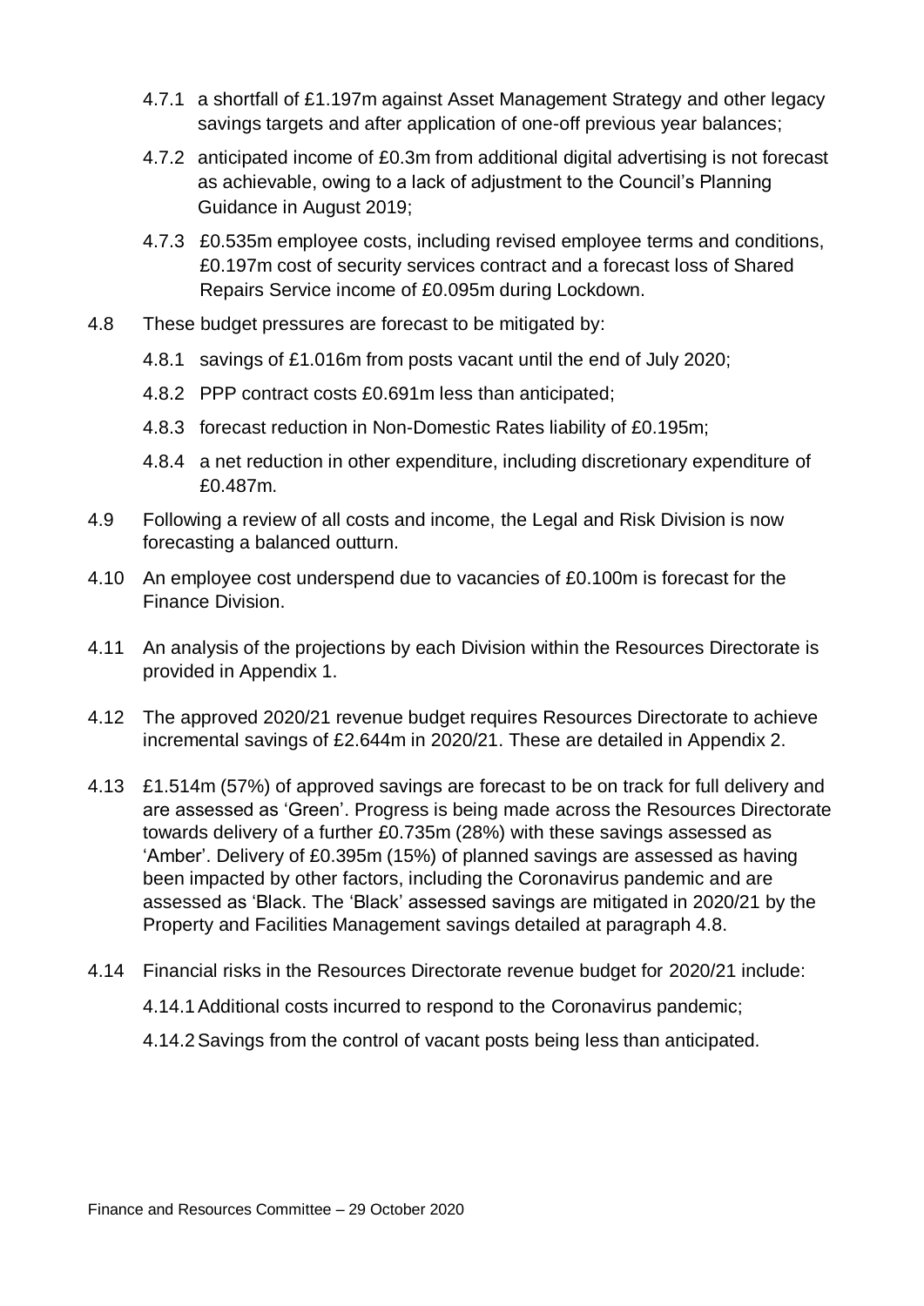- 4.7.1 a shortfall of £1.197m against Asset Management Strategy and other legacy savings targets and after application of one-off previous year balances;
- 4.7.2 anticipated income of £0.3m from additional digital advertising is not forecast as achievable, owing to a lack of adjustment to the Council's Planning Guidance in August 2019;
- 4.7.3 £0.535m employee costs, including revised employee terms and conditions, £0.197m cost of security services contract and a forecast loss of Shared Repairs Service income of £0.095m during Lockdown.

4.8 These budget pressures are forecast to be mitigated by:

- 4.8.1 savings of £1.016m from posts vacant until the end of July 2020;
- 4.8.2 PPP contract costs £0.691m less than anticipated;
- 4.8.3 forecast reduction in Non-Domestic Rates liability of £0.195m;
- 4.8.4 a net reduction in other expenditure, including discretionary expenditure of £0.487m.

4.9 Following a review of all costs and income, the Legal and Risk Division is now forecasting a balanced outturn.

4.10 An employee cost underspend due to vacancies of £0.100m is forecast for the Finance Division.

4.11 An analysis of the projections by each Division within the Resources Directorate is provided in Appendix 1.

4.12 The approved 2020/21 revenue budget requires Resources Directorate to achieve incremental savings of £2.644m in 2020/21. These are detailed in Appendix 2.

4.13 £1.514m (57%) of approved savings are forecast to be on track for full delivery and are assessed as 'Green'. Progress is being made across the Resources Directorate towards delivery of a further £0.735m (28%) with these savings assessed as 'Amber'. Delivery of £0.395m (15%) of planned savings are assessed as having been impacted by other factors, including the Coronavirus pandemic and are assessed as 'Black. The 'Black' assessed savings are mitigated in 2020/21 by the Property and Facilities Management savings detailed at paragraph 4.8.

4.14 Financial risks in the Resources Directorate revenue budget for 2020/21 include:

- 4.14.1 Additional costs incurred to respond to the Coronavirus pandemic;
- 4.14.2 Savings from the control of vacant posts being less than anticipated.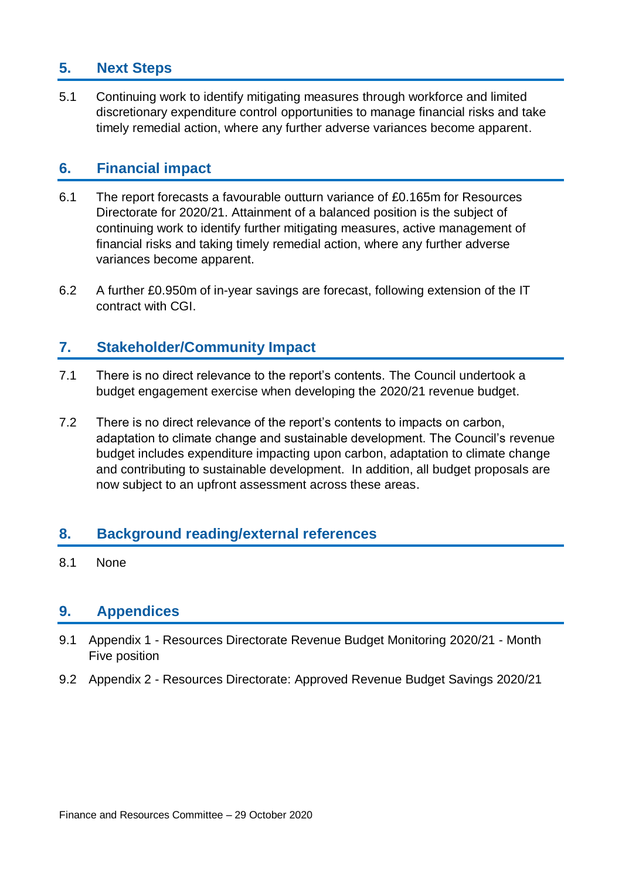## 5. Next Steps

5.1 Continuing work to identify mitigating measures through workforce and limited discretionary expenditure control opportunities to manage financial risks and take timely remedial action, where any further adverse variances become apparent.

## 6. Financial impact

6.1 The report forecasts a favourable outturn variance of £0.165m for Resources Directorate for 2020/21. Attainment of a balanced position is the subject of continuing work to identify further mitigating measures, active management of financial risks and taking timely remedial action, where any further adverse variances become apparent.

6.2 A further £0.950m of in-year savings are forecast, following extension of the IT contract with CGI.

## 7. Stakeholder/Community Impact

7.1 There is no direct relevance to the report's contents. The Council undertook a budget engagement exercise when developing the 2020/21 revenue budget.

7.2 There is no direct relevance of the report's contents to impacts on carbon, adaptation to climate change and sustainable development. The Council's revenue budget includes expenditure impacting upon carbon, adaptation to climate change and contributing to sustainable development. In addition, all budget proposals are now subject to an upfront assessment across these areas.

## 8. Background reading/external references

8.1 None

## 9. Appendices

9.1 Appendix 1 - Resources Directorate Revenue Budget Monitoring 2020/21 - Month Five position

9.2 Appendix 2 - Resources Directorate: Approved Revenue Budget Savings 2020/21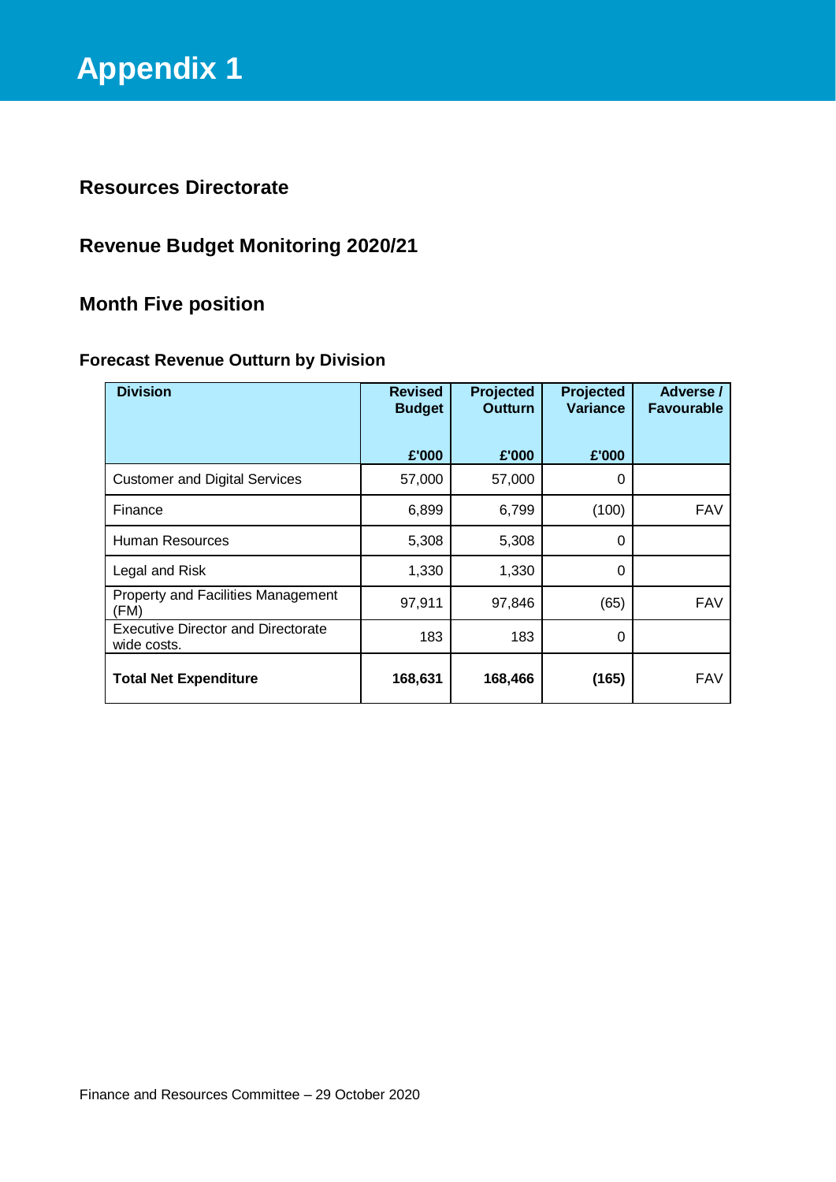# Appendix 1

## Resources Directorate

## Revenue Budget Monitoring 2020/21

## Month Five position

### Forecast Revenue Outturn by Division

| Division | Revised Budget £'000 | Projected Outturn £'000 | Projected Variance £'000 | Adverse / Favourable |
|---|---|---|---|---|
| Customer and Digital Services | 57,000 | 57,000 | 0 | |
| Finance | 6,899 | 6,799 | (100) | FAV |
| Human Resources | 5,308 | 5,308 | 0 | |
| Legal and Risk | 1,330 | 1,330 | 0 | |
| Property and Facilities Management (FM) | 97,911 | 97,846 | (65) | FAV |
| Executive Director and Directorate wide costs. | 183 | 183 | 0 | |
| **Total Net Expenditure** | **168,631** | **168,466** | **(165)** | FAV |

Finance and Resources Committee – 29 October 2020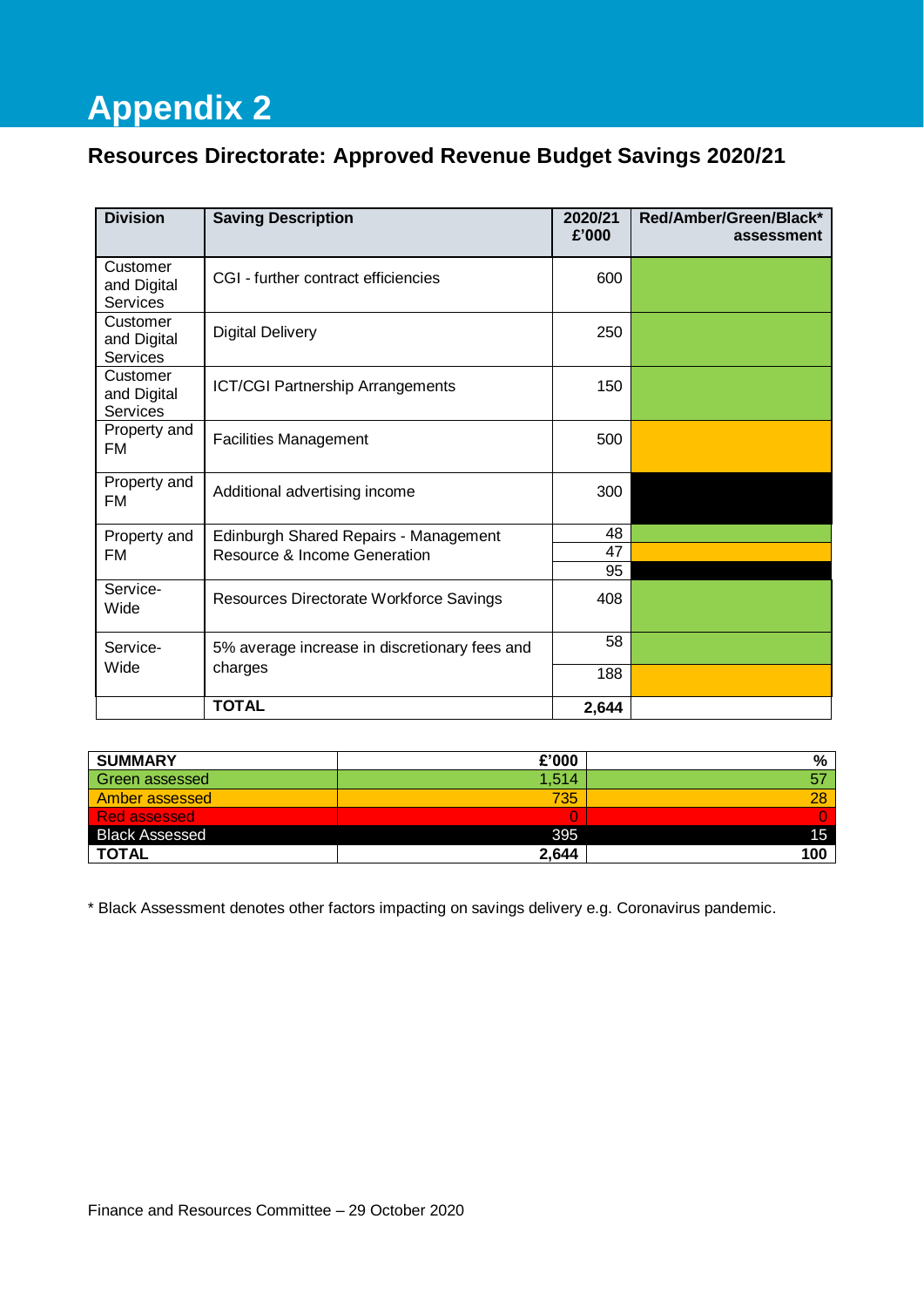# Appendix 2

## Resources Directorate: Approved Revenue Budget Savings 2020/21

| Division | Saving Description | 2020/21 £'000 | Red/Amber/Green/Black* assessment |
|---|---|---|---|
| Customer and Digital Services | CGI - further contract efficiencies | 600 | Green |
| Customer and Digital Services | Digital Delivery | 250 | Green |
| Customer and Digital Services | ICT/CGI Partnership Arrangements | 150 | Green |
| Property and FM | Facilities Management | 500 | Amber |
| Property and FM | Additional advertising income | 300 | Black |
| Property and FM | Edinburgh Shared Repairs - Management Resource & Income Generation | 48 | Green |
| | | 47 | Amber |
| | | 95 | Black |
| Service-Wide | Resources Directorate Workforce Savings | 408 | Green |
| Service-Wide | 5% average increase in discretionary fees and charges | 58 | Green |
| | | 188 | Amber |
| | **TOTAL** | **2,644** | |

| SUMMARY | £'000 | % |
|---|---|---|
| Green assessed | 1,514 | 57 |
| Amber assessed | 735 | 28 |
| Red assessed | 0 | 0 |
| Black Assessed | 395 | 15 |
| **TOTAL** | **2,644** | **100** |

* Black Assessment denotes other factors impacting on savings delivery e.g. Coronavirus pandemic.

Finance and Resources Committee – 29 October 2020